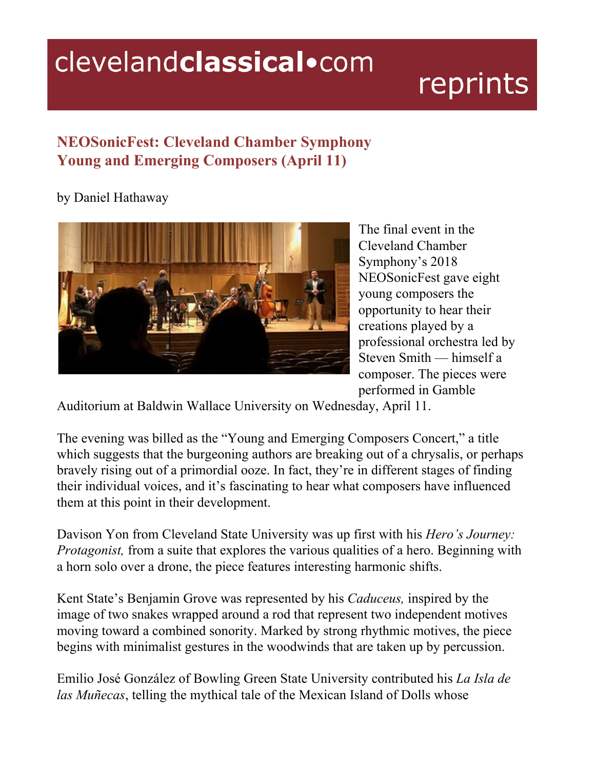clevelandclassical•com reprints

## NEOSonicFest: Cleveland Chamber Symphony Young and Emerging Composers (April 11)

by Daniel Hathaway

The final event in the Cleveland Chamber Symphony's 2018 NEOSonicFest gave eight young composers the opportunity to hear their creations played by a professional orchestra led by Steven Smith — himself a composer. The pieces were performed in Gamble Auditorium at Baldwin Wallace University on Wednesday, April 11.

The evening was billed as the "Young and Emerging Composers Concert," a title which suggests that the burgeoning authors are breaking out of a chrysalis, or perhaps bravely rising out of a primordial ooze. In fact, they're in different stages of finding their individual voices, and it's fascinating to hear what composers have influenced them at this point in their development.

Davison Yon from Cleveland State University was up first with his *Hero's Journey: Protagonist,* from a suite that explores the various qualities of a hero. Beginning with a horn solo over a drone, the piece features interesting harmonic shifts.

Kent State's Benjamin Grove was represented by his *Caduceus,* inspired by the image of two snakes wrapped around a rod that represent two independent motives moving toward a combined sonority. Marked by strong rhythmic motives, the piece begins with minimalist gestures in the woodwinds that are taken up by percussion.

Emilio José González of Bowling Green State University contributed his *La Isla de las Muñecas*, telling the mythical tale of the Mexican Island of Dolls whose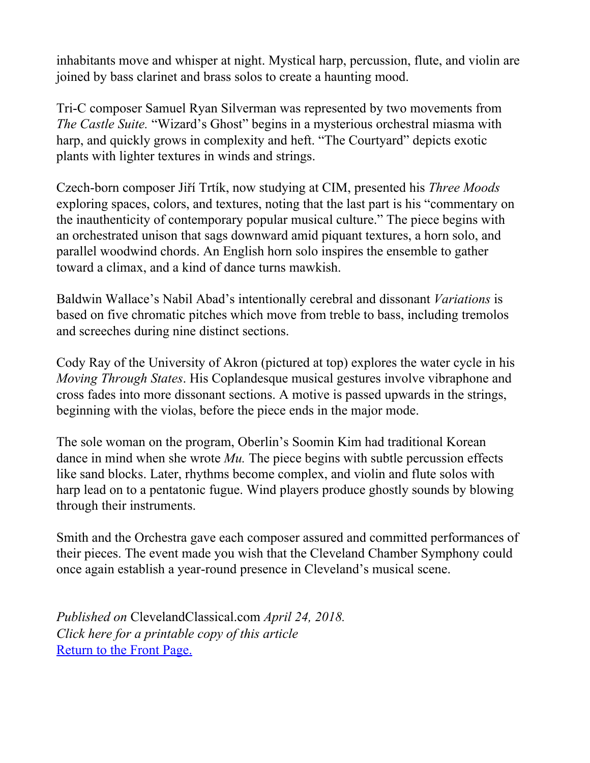inhabitants move and whisper at night. Mystical harp, percussion, flute, and violin are joined by bass clarinet and brass solos to create a haunting mood.

Tri-C composer Samuel Ryan Silverman was represented by two movements from *The Castle Suite.* "Wizard's Ghost" begins in a mysterious orchestral miasma with harp, and quickly grows in complexity and heft. "The Courtyard" depicts exotic plants with lighter textures in winds and strings.

Czech-born composer Jiří Trtík, now studying at CIM, presented his *Three Moods* exploring spaces, colors, and textures, noting that the last part is his "commentary on the inauthenticity of contemporary popular musical culture." The piece begins with an orchestrated unison that sags downward amid piquant textures, a horn solo, and parallel woodwind chords. An English horn solo inspires the ensemble to gather toward a climax, and a kind of dance turns mawkish.

Baldwin Wallace's Nabil Abad's intentionally cerebral and dissonant *Variations* is based on five chromatic pitches which move from treble to bass, including tremolos and screeches during nine distinct sections.

Cody Ray of the University of Akron (pictured at top) explores the water cycle in his *Moving Through States*. His Coplandesque musical gestures involve vibraphone and cross fades into more dissonant sections. A motive is passed upwards in the strings, beginning with the violas, before the piece ends in the major mode.

The sole woman on the program, Oberlin's Soomin Kim had traditional Korean dance in mind when she wrote *Mu.* The piece begins with subtle percussion effects like sand blocks. Later, rhythms become complex, and violin and flute solos with harp lead on to a pentatonic fugue. Wind players produce ghostly sounds by blowing through their instruments.

Smith and the Orchestra gave each composer assured and committed performances of their pieces. The event made you wish that the Cleveland Chamber Symphony could once again establish a year-round presence in Cleveland's musical scene.

*Published on* ClevelandClassical.com *April 24, 2018.*
*Click here for a printable copy of this article*
[Return to the Front Page.]